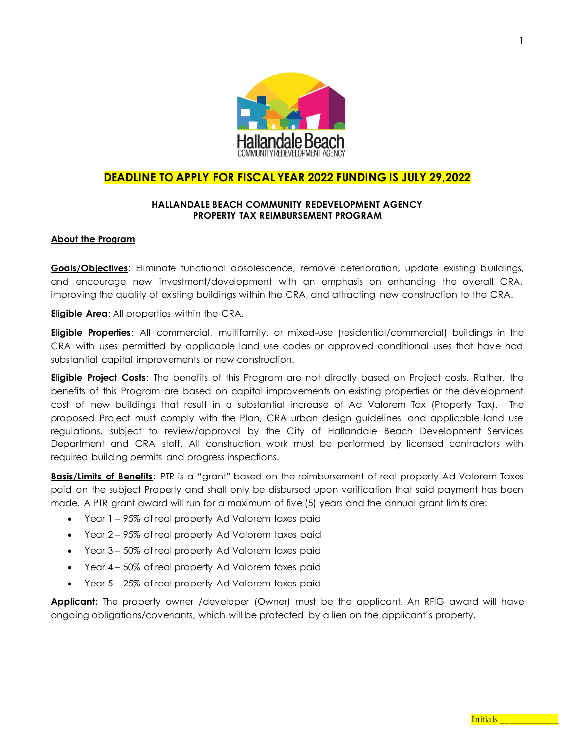**DEADLINE TO APPLY FOR FISCAL YEAR 2022 FUNDING IS JULY 29,2022**

**HALLANDALE BEACH COMMUNITY REDEVELOPMENT AGENCY**
**PROPERTY TAX REIMBURSEMENT PROGRAM**

**About the Program**

**Goals/Objectives**: Eliminate functional obsolescence, remove deterioration, update existing buildings, and encourage new investment/development with an emphasis on enhancing the overall CRA, improving the quality of existing buildings within the CRA, and attracting new construction to the CRA.

**Eligible Area**: All properties within the CRA.

**Eligible Properties**: All commercial, multifamily, or mixed-use (residential/commercial) buildings in the CRA with uses permitted by applicable land use codes or approved conditional uses that have had substantial capital improvements or new construction.

**Eligible Project Costs**: The benefits of this Program are not directly based on Project costs. Rather, the benefits of this Program are based on capital improvements on existing properties or the development cost of new buildings that result in a substantial increase of Ad Valorem Tax (Property Tax). The proposed Project must comply with the Plan, CRA urban design guidelines, and applicable land use regulations, subject to review/approval by the City of Hallandale Beach Development Services Department and CRA staff. All construction work must be performed by licensed contractors with required building permits and progress inspections.

**Basis/Limits of Benefits**: PTR is a "grant" based on the reimbursement of real property Ad Valorem Taxes paid on the subject Property and shall only be disbursed upon verification that said payment has been made. A PTR grant award will run for a maximum of five (5) years and the annual grant limits are:

- Year 1 – 95% of real property Ad Valorem taxes paid
- Year 2 – 95% of real property Ad Valorem taxes paid
- Year 3 – 50% of real property Ad Valorem taxes paid
- Year 4 – 50% of real property Ad Valorem taxes paid
- Year 5 – 25% of real property Ad Valorem taxes paid

**Applicant:** The property owner /developer (Owner) must be the applicant. An RFIG award will have ongoing obligations/covenants, which will be protected by a lien on the applicant's property.

Initials ____________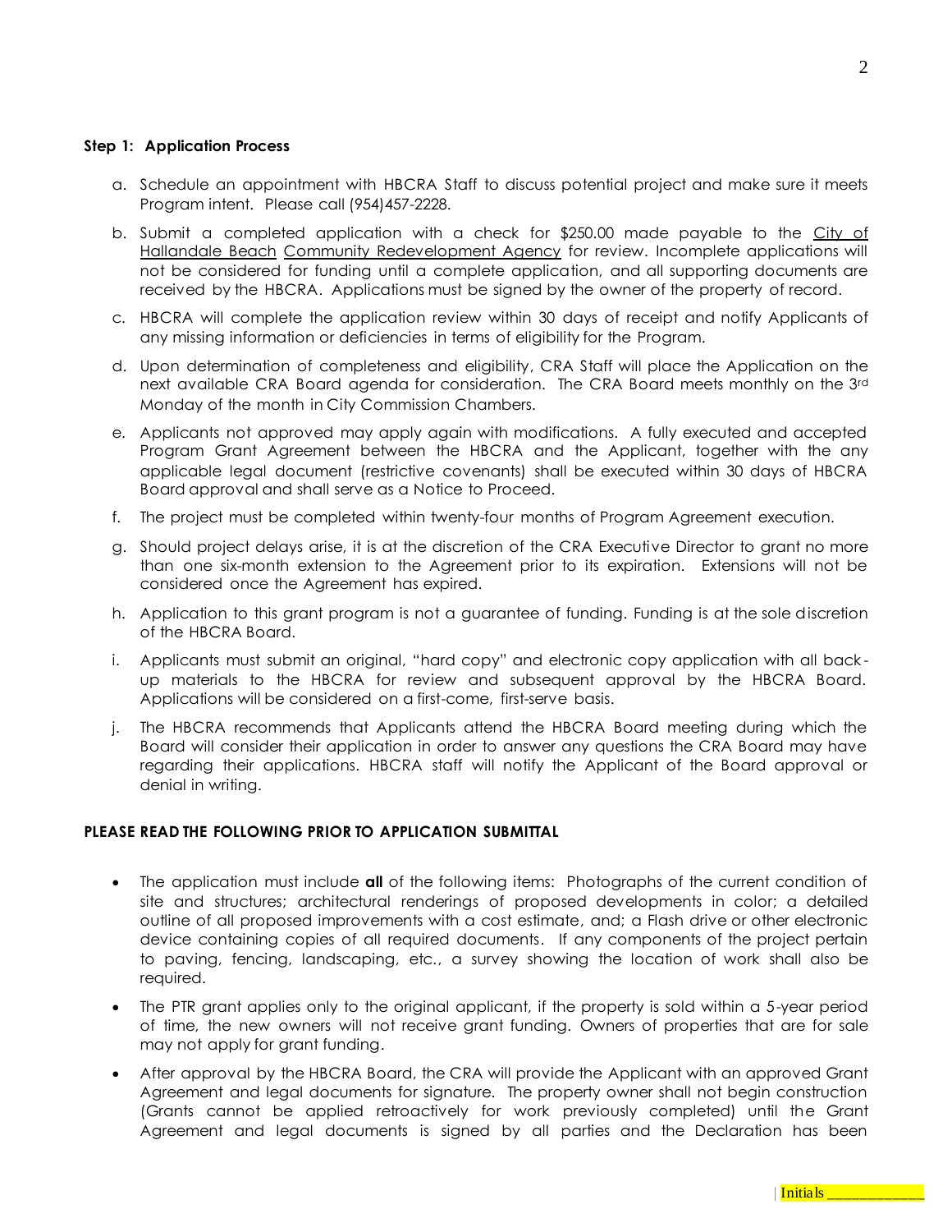**Step 1: Application Process**

a. Schedule an appointment with HBCRA Staff to discuss potential project and make sure it meets Program intent. Please call (954)457-2228.

b. Submit a completed application with a check for $250.00 made payable to the City of Hallandale Beach Community Redevelopment Agency for review. Incomplete applications will not be considered for funding until a complete application, and all supporting documents are received by the HBCRA. Applications must be signed by the owner of the property of record.

c. HBCRA will complete the application review within 30 days of receipt and notify Applicants of any missing information or deficiencies in terms of eligibility for the Program.

d. Upon determination of completeness and eligibility, CRA Staff will place the Application on the next available CRA Board agenda for consideration. The CRA Board meets monthly on the 3rd Monday of the month in City Commission Chambers.

e. Applicants not approved may apply again with modifications. A fully executed and accepted Program Grant Agreement between the HBCRA and the Applicant, together with the any applicable legal document (restrictive covenants) shall be executed within 30 days of HBCRA Board approval and shall serve as a Notice to Proceed.

f. The project must be completed within twenty-four months of Program Agreement execution.

g. Should project delays arise, it is at the discretion of the CRA Executive Director to grant no more than one six-month extension to the Agreement prior to its expiration. Extensions will not be considered once the Agreement has expired.

h. Application to this grant program is not a guarantee of funding. Funding is at the sole discretion of the HBCRA Board.

i. Applicants must submit an original, "hard copy" and electronic copy application with all back-up materials to the HBCRA for review and subsequent approval by the HBCRA Board. Applications will be considered on a first-come, first-serve basis.

j. The HBCRA recommends that Applicants attend the HBCRA Board meeting during which the Board will consider their application in order to answer any questions the CRA Board may have regarding their applications. HBCRA staff will notify the Applicant of the Board approval or denial in writing.

**PLEASE READ THE FOLLOWING PRIOR TO APPLICATION SUBMITTAL**

- The application must include **all** of the following items: Photographs of the current condition of site and structures; architectural renderings of proposed developments in color; a detailed outline of all proposed improvements with a cost estimate, and; a Flash drive or other electronic device containing copies of all required documents. If any components of the project pertain to paving, fencing, landscaping, etc., a survey showing the location of work shall also be required.
- The PTR grant applies only to the original applicant, if the property is sold within a 5-year period of time, the new owners will not receive grant funding. Owners of properties that are for sale may not apply for grant funding.
- After approval by the HBCRA Board, the CRA will provide the Applicant with an approved Grant Agreement and legal documents for signature. The property owner shall not begin construction (Grants cannot be applied retroactively for work previously completed) until the Grant Agreement and legal documents is signed by all parties and the Declaration has been

Initials ____________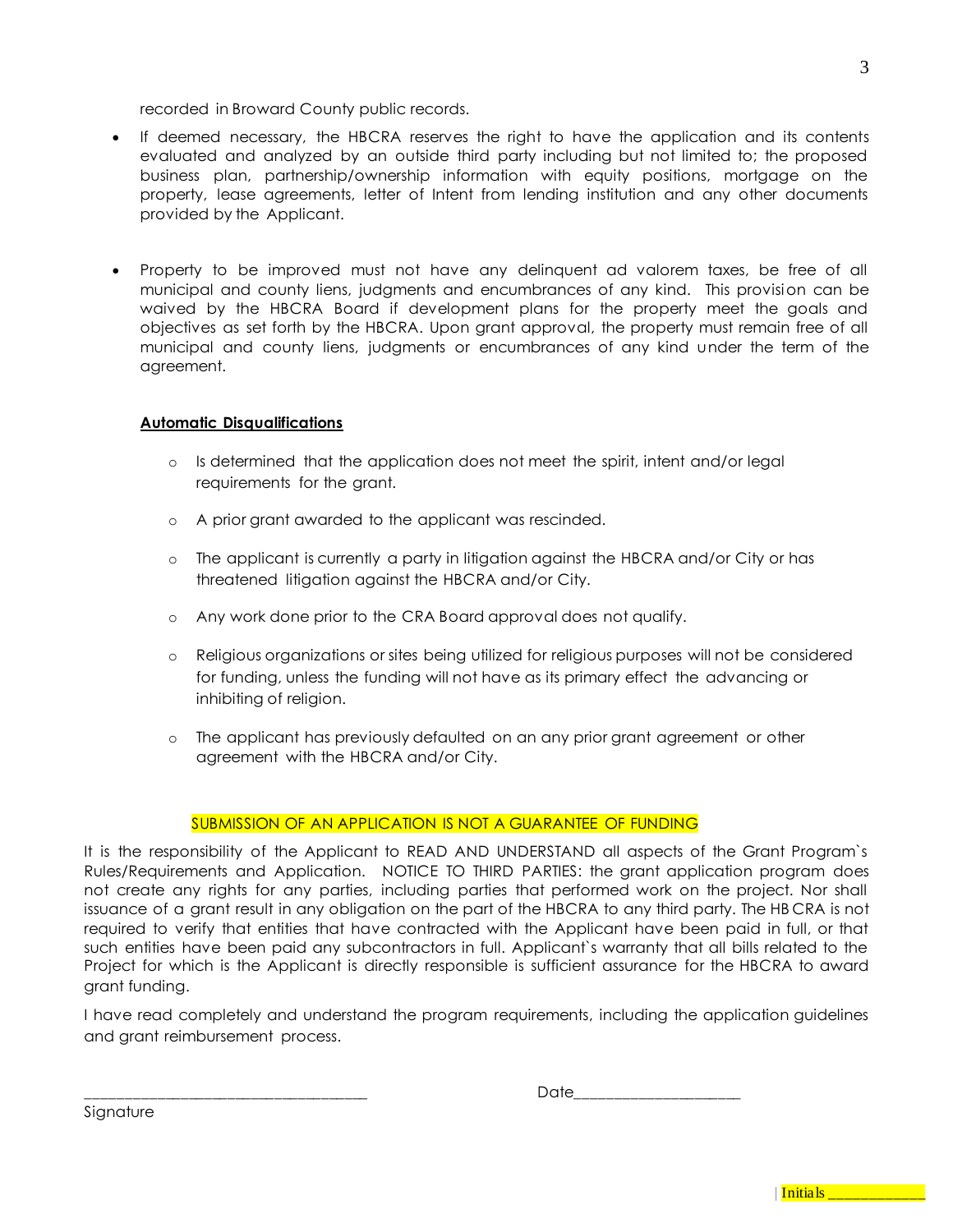recorded in Broward County public records.

- If deemed necessary, the HBCRA reserves the right to have the application and its contents evaluated and analyzed by an outside third party including but not limited to; the proposed business plan, partnership/ownership information with equity positions, mortgage on the property, lease agreements, letter of Intent from lending institution and any other documents provided by the Applicant.

- Property to be improved must not have any delinquent ad valorem taxes, be free of all municipal and county liens, judgments and encumbrances of any kind. This provision can be waived by the HBCRA Board if development plans for the property meet the goals and objectives as set forth by the HBCRA. Upon grant approval, the property must remain free of all municipal and county liens, judgments or encumbrances of any kind under the term of the agreement.

**Automatic Disqualifications**

- Is determined that the application does not meet the spirit, intent and/or legal requirements for the grant.
- A prior grant awarded to the applicant was rescinded.
- The applicant is currently a party in litigation against the HBCRA and/or City or has threatened litigation against the HBCRA and/or City.
- Any work done prior to the CRA Board approval does not qualify.
- Religious organizations or sites being utilized for religious purposes will not be considered for funding, unless the funding will not have as its primary effect the advancing or inhibiting of religion.
- The applicant has previously defaulted on an any prior grant agreement or other agreement with the HBCRA and/or City.

SUBMISSION OF AN APPLICATION IS NOT A GUARANTEE OF FUNDING

It is the responsibility of the Applicant to READ AND UNDERSTAND all aspects of the Grant Program`s Rules/Requirements and Application. NOTICE TO THIRD PARTIES: the grant application program does not create any rights for any parties, including parties that performed work on the project. Nor shall issuance of a grant result in any obligation on the part of the HBCRA to any third party. The HB CRA is not required to verify that entities that have contracted with the Applicant have been paid in full, or that such entities have been paid any subcontractors in full. Applicant`s warranty that all bills related to the Project for which is the Applicant is directly responsible is sufficient assurance for the HBCRA to award grant funding.

I have read completely and understand the program requirements, including the application guidelines and grant reimbursement process.

_________________________________ Date____________________

Signature

Initials _____________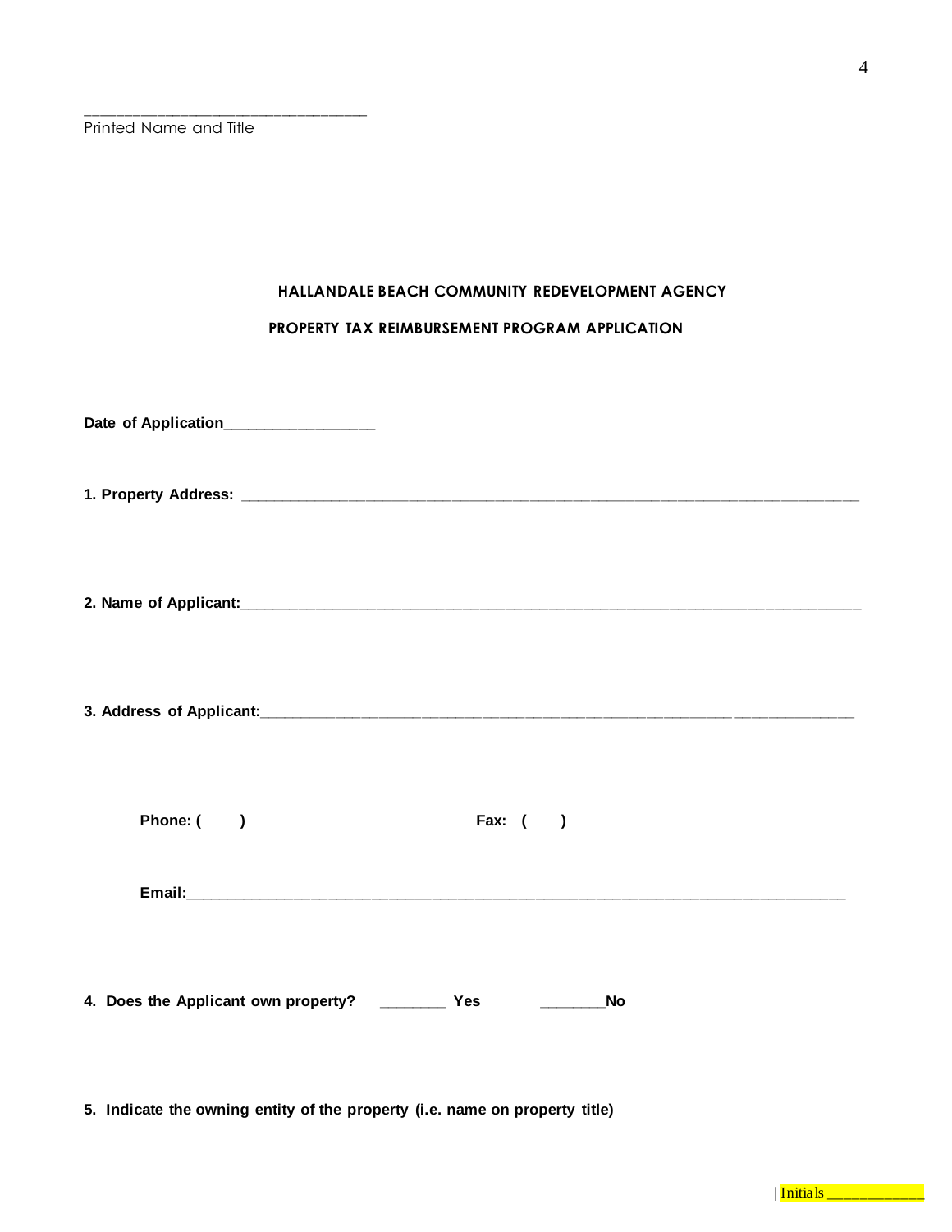\_\_\_\_\_\_\_\_\_\_\_\_\_\_\_\_\_\_\_\_\_\_\_\_\_\_\_\_\_\_\_\_

Printed Name and Title

## HALLANDALE BEACH COMMUNITY REDEVELOPMENT AGENCY

## PROPERTY TAX REIMBURSEMENT PROGRAM APPLICATION

**Date of Application**__________________

**1. Property Address:** ______________________________________________________________________________

**2. Name of Applicant:**______________________________________________________________________________

**3. Address of Applicant:**___________________________________________________________________________

**Phone: (    )**                                        **Fax: (    )**

**Email:**_____________________________________________________________________________________

**4. Does the Applicant own property?** ________ **Yes**          ________**No**

**5. Indicate the owning entity of the property (i.e. name on property title)**

Initials ____________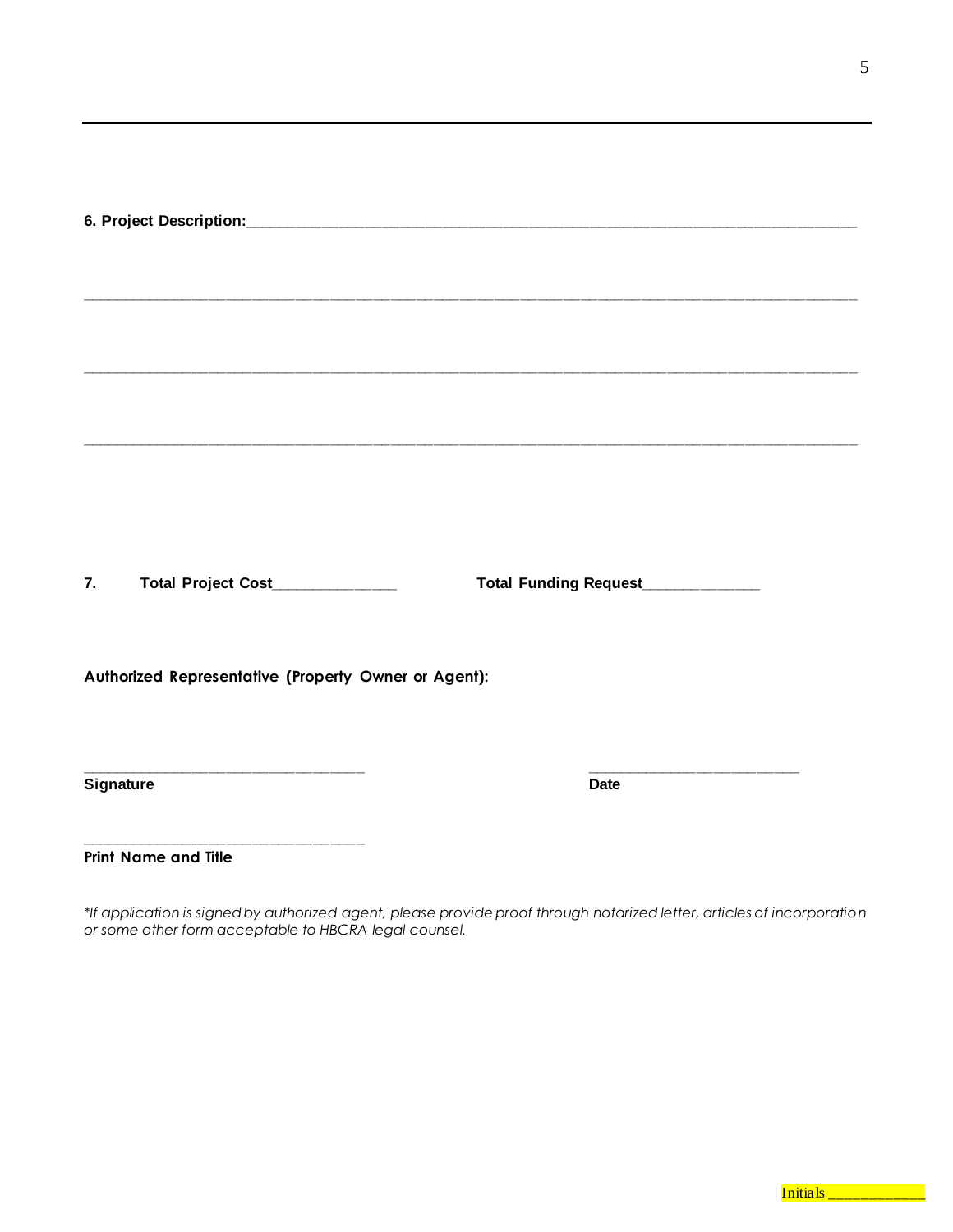**6. Project Description:**___________________________________________________________________________

_______________________________________________________________________________________________

_______________________________________________________________________________________________

_______________________________________________________________________________________________

**7. Total Project Cost**_______________ **Total Funding Request**______________

**Authorized Representative (Property Owner or Agent):**

___________________________________ ___________________________

**Signature** **Date**

___________________________________

**Print Name and Title**

*\*If application is signed by authorized agent, please provide proof through notarized letter, articles of incorporation or some other form acceptable to HBCRA legal counsel.*

| Initials _____________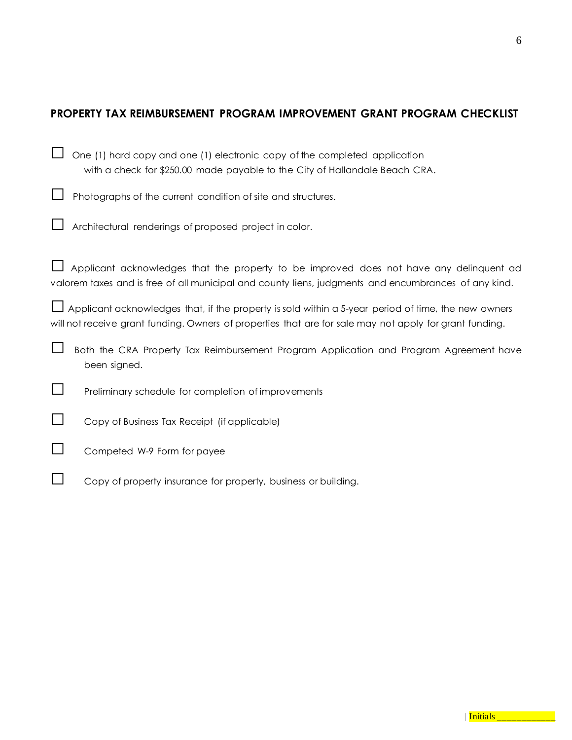## PROPERTY TAX REIMBURSEMENT PROGRAM IMPROVEMENT GRANT PROGRAM CHECKLIST

☐ One (1) hard copy and one (1) electronic copy of the completed application with a check for $250.00 made payable to the City of Hallandale Beach CRA.

☐ Photographs of the current condition of site and structures.

☐ Architectural renderings of proposed project in color.

☐ Applicant acknowledges that the property to be improved does not have any delinquent ad valorem taxes and is free of all municipal and county liens, judgments and encumbrances of any kind.

☐ Applicant acknowledges that, if the property is sold within a 5-year period of time, the new owners will not receive grant funding. Owners of properties that are for sale may not apply for grant funding.

☐ Both the CRA Property Tax Reimbursement Program Application and Program Agreement have been signed.

☐ Preliminary schedule for completion of improvements

☐ Copy of Business Tax Receipt (if applicable)

☐ Competed W-9 Form for payee

☐ Copy of property insurance for property, business or building.

Initials ____________